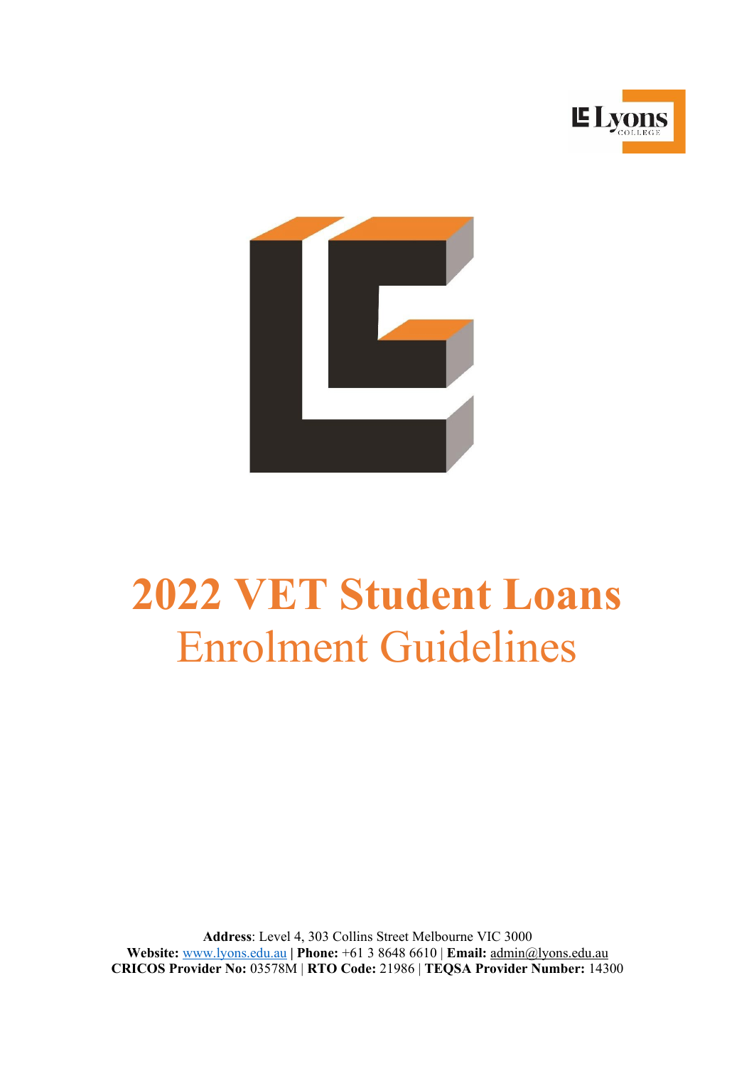# 2022 VET Student Loans

## Enrolment Guidelines

**Address**: Level 4, 303 Collins Street Melbourne VIC 3000
**Website:** www.lyons.edu.au | **Phone:** +61 3 8648 6610 | **Email:** admin@lyons.edu.au
**CRICOS Provider No:** 03578M | **RTO Code:** 21986 | **TEQSA Provider Number:** 14300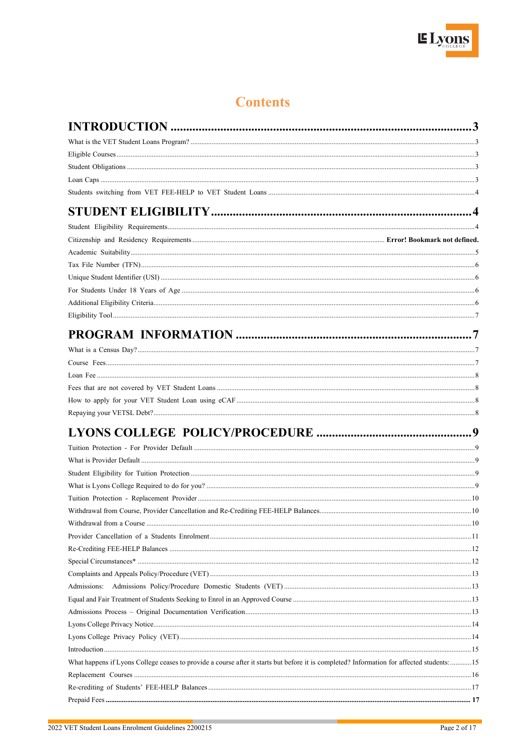# Contents

**INTRODUCTION** ..... 3

What is the VET Student Loans Program? ..... 3

Eligible Courses ..... 3

Student Obligations ..... 3

Loan Caps ..... 3

Students switching from VET FEE-HELP to VET Student Loans ..... 4

**STUDENT ELIGIBILITY** ..... 4

Student Eligibility Requirements ..... 4

Citizenship and Residency Requirements ..... **Error! Bookmark not defined.**

Academic Suitability ..... 5

Tax File Number (TFN) ..... 6

Unique Student Identifier (USI) ..... 6

For Students Under 18 Years of Age ..... 6

Additional Eligibility Criteria ..... 6

Eligibility Tool ..... 7

**PROGRAM INFORMATION** ..... 7

What is a Census Day? ..... 7

Course Fees ..... 7

Loan Fee ..... 8

Fees that are not covered by VET Student Loans ..... 8

How to apply for your VET Student Loan using eCAF ..... 8

Repaying your VETSL Debt? ..... 8

**LYONS COLLEGE POLICY/PROCEDURE** ..... 9

Tuition Protection - For Provider Default ..... 9

What is Provider Default ..... 9

Student Eligibility for Tuition Protection ..... 9

What is Lyons College Required to do for you? ..... 9

Tuition Protection - Replacement Provider ..... 10

Withdrawal from Course, Provider Cancellation and Re-Crediting FEE-HELP Balances ..... 10

Withdrawal from a Course ..... 10

Provider Cancellation of a Students Enrolment ..... 11

Re-Crediting FEE-HELP Balances ..... 12

Special Circumstances* ..... 12

Complaints and Appeals Policy/Procedure (VET) ..... 13

Admissions: Admissions Policy/Procedure Domestic Students (VET) ..... 13

Equal and Fair Treatment of Students Seeking to Enrol in an Approved Course ..... 13

Admissions Process – Original Documentation Verification ..... 13

Lyons College Privacy Notice ..... 14

Lyons College Privacy Policy (VET) ..... 14

Introduction ..... 15

What happens if Lyons College ceases to provide a course after it starts but before it is completed? Information for affected students: ..... 15

Replacement Courses ..... 16

Re-crediting of Students' FEE-HELP Balances ..... 17

**Prepaid Fees ..... 17**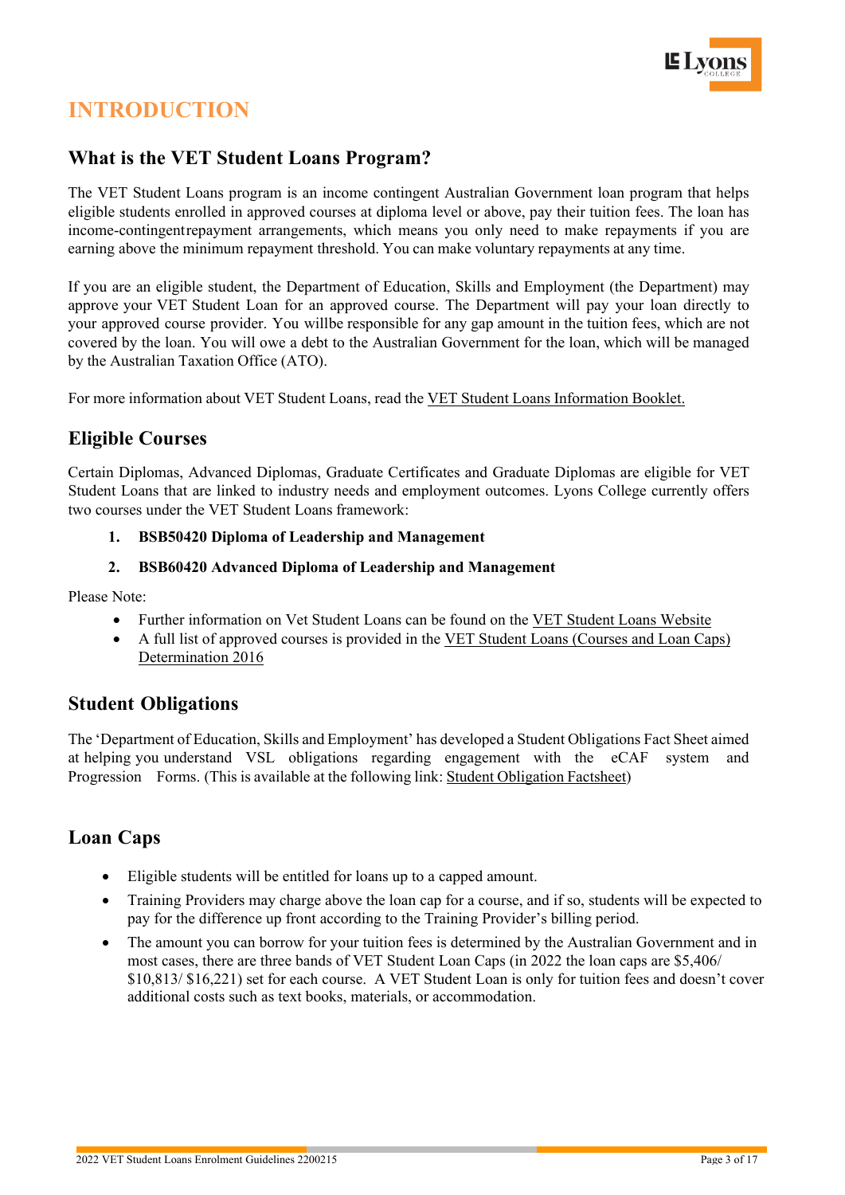# INTRODUCTION

## What is the VET Student Loans Program?

The VET Student Loans program is an income contingent Australian Government loan program that helps eligible students enrolled in approved courses at diploma level or above, pay their tuition fees. The loan has income-contingent repayment arrangements, which means you only need to make repayments if you are earning above the minimum repayment threshold. You can make voluntary repayments at any time.

If you are an eligible student, the Department of Education, Skills and Employment (the Department) may approve your VET Student Loan for an approved course. The Department will pay your loan directly to your approved course provider. You will be responsible for any gap amount in the tuition fees, which are not covered by the loan. You will owe a debt to the Australian Government for the loan, which will be managed by the Australian Taxation Office (ATO).

For more information about VET Student Loans, read the VET Student Loans Information Booklet.

## Eligible Courses

Certain Diplomas, Advanced Diplomas, Graduate Certificates and Graduate Diplomas are eligible for VET Student Loans that are linked to industry needs and employment outcomes. Lyons College currently offers two courses under the VET Student Loans framework:

1. **BSB50420 Diploma of Leadership and Management**
2. **BSB60420 Advanced Diploma of Leadership and Management**

Please Note:

- Further information on Vet Student Loans can be found on the VET Student Loans Website
- A full list of approved courses is provided in the VET Student Loans (Courses and Loan Caps) Determination 2016

## Student Obligations

The 'Department of Education, Skills and Employment' has developed a Student Obligations Fact Sheet aimed at helping you understand VSL obligations regarding engagement with the eCAF system and Progression Forms. (This is available at the following link: Student Obligation Factsheet)

## Loan Caps

- Eligible students will be entitled for loans up to a capped amount.
- Training Providers may charge above the loan cap for a course, and if so, students will be expected to pay for the difference up front according to the Training Provider's billing period.
- The amount you can borrow for your tuition fees is determined by the Australian Government and in most cases, there are three bands of VET Student Loan Caps (in 2022 the loan caps are $5,406/ $10,813/ $16,221) set for each course. A VET Student Loan is only for tuition fees and doesn't cover additional costs such as text books, materials, or accommodation.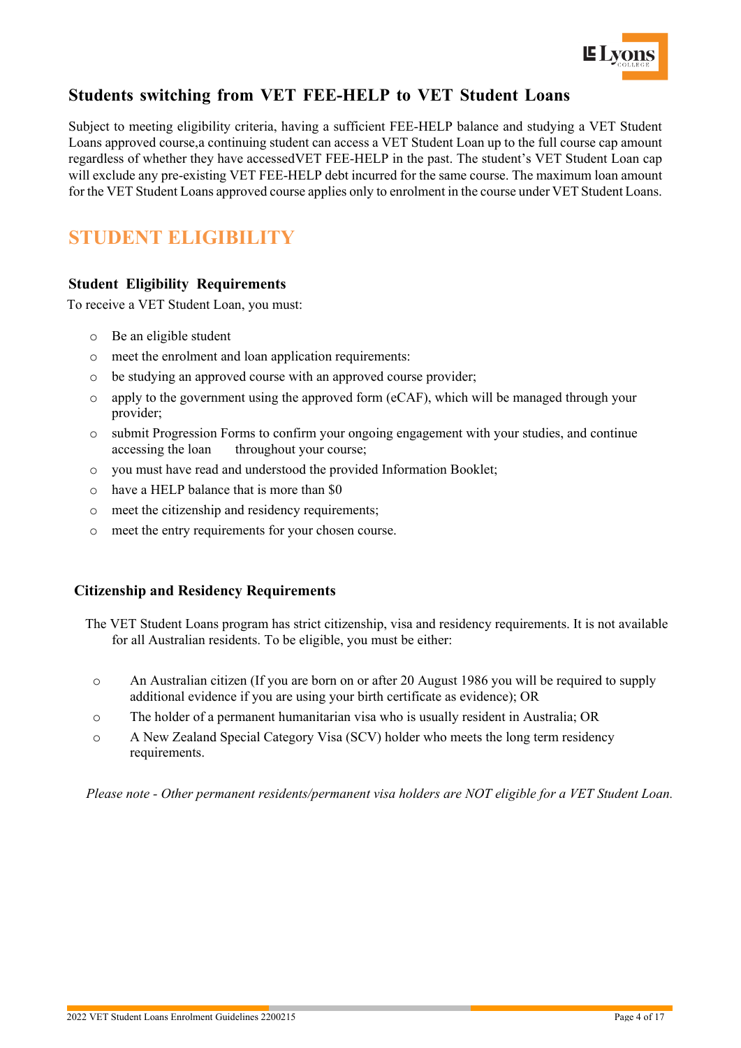### Students switching from VET FEE-HELP to VET Student Loans

Subject to meeting eligibility criteria, having a sufficient FEE-HELP balance and studying a VET Student Loans approved course,a continuing student can access a VET Student Loan up to the full course cap amount regardless of whether they have accessedVET FEE-HELP in the past. The student's VET Student Loan cap will exclude any pre-existing VET FEE-HELP debt incurred for the same course. The maximum loan amount for the VET Student Loans approved course applies only to enrolment in the course under VET Student Loans.

## STUDENT ELIGIBILITY

### Student Eligibility Requirements

To receive a VET Student Loan, you must:

- Be an eligible student
- meet the enrolment and loan application requirements:
- be studying an approved course with an approved course provider;
- apply to the government using the approved form (eCAF), which will be managed through your provider;
- submit Progression Forms to confirm your ongoing engagement with your studies, and continue accessing the loan throughout your course;
- you must have read and understood the provided Information Booklet;
- have a HELP balance that is more than $0
- meet the citizenship and residency requirements;
- meet the entry requirements for your chosen course.

### Citizenship and Residency Requirements

The VET Student Loans program has strict citizenship, visa and residency requirements. It is not available for all Australian residents. To be eligible, you must be either:

- An Australian citizen (If you are born on or after 20 August 1986 you will be required to supply additional evidence if you are using your birth certificate as evidence); OR
- The holder of a permanent humanitarian visa who is usually resident in Australia; OR
- A New Zealand Special Category Visa (SCV) holder who meets the long term residency requirements.

*Please note - Other permanent residents/permanent visa holders are NOT eligible for a VET Student Loan.*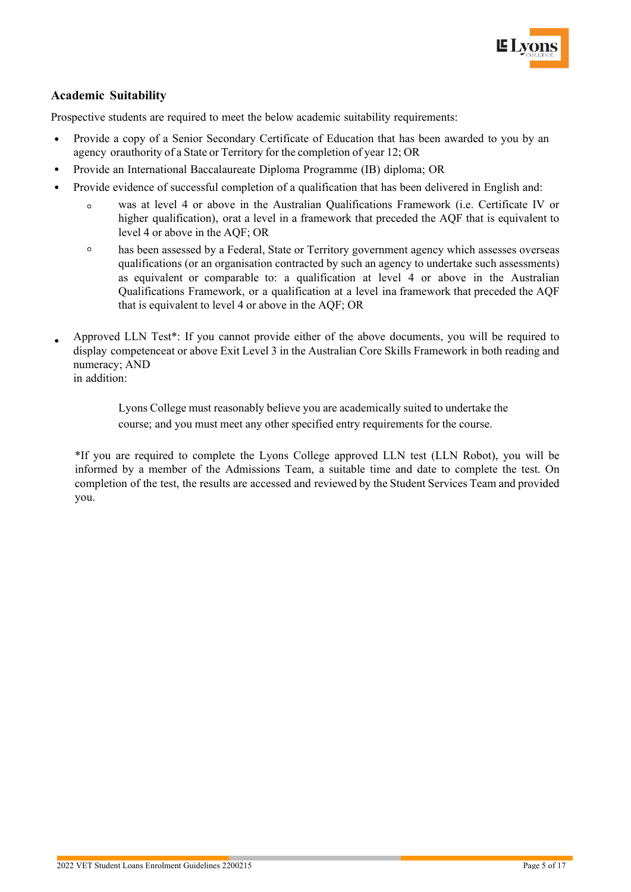## Academic Suitability

Prospective students are required to meet the below academic suitability requirements:

- Provide a copy of a Senior Secondary Certificate of Education that has been awarded to you by an agency orauthority of a State or Territory for the completion of year 12; OR
- Provide an International Baccalaureate Diploma Programme (IB) diploma; OR
- Provide evidence of successful completion of a qualification that has been delivered in English and:
  - was at level 4 or above in the Australian Qualifications Framework (i.e. Certificate IV or higher qualification), orat a level in a framework that preceded the AQF that is equivalent to level 4 or above in the AQF; OR
  - has been assessed by a Federal, State or Territory government agency which assesses overseas qualifications (or an organisation contracted by such an agency to undertake such assessments) as equivalent or comparable to: a qualification at level 4 or above in the Australian Qualifications Framework, or a qualification at a level ina framework that preceded the AQF that is equivalent to level 4 or above in the AQF; OR
- Approved LLN Test*: If you cannot provide either of the above documents, you will be required to display competenceat or above Exit Level 3 in the Australian Core Skills Framework in both reading and numeracy; AND
  in addition:

  Lyons College must reasonably believe you are academically suited to undertake the course; and you must meet any other specified entry requirements for the course.

*If you are required to complete the Lyons College approved LLN test (LLN Robot), you will be informed by a member of the Admissions Team, a suitable time and date to complete the test. On completion of the test, the results are accessed and reviewed by the Student Services Team and provided you.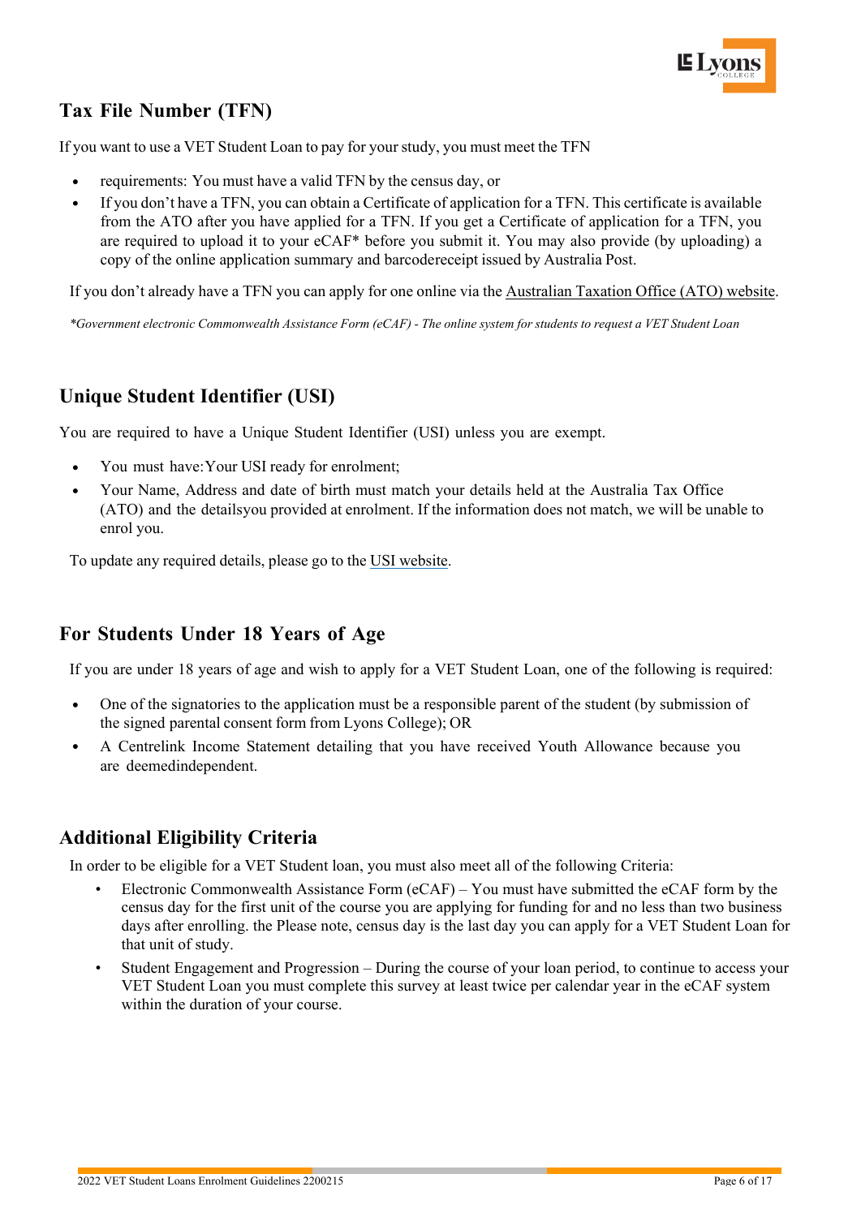## Tax File Number (TFN)

If you want to use a VET Student Loan to pay for your study, you must meet the TFN

- requirements: You must have a valid TFN by the census day, or
- If you don't have a TFN, you can obtain a Certificate of application for a TFN. This certificate is available from the ATO after you have applied for a TFN. If you get a Certificate of application for a TFN, you are required to upload it to your eCAF* before you submit it. You may also provide (by uploading) a copy of the online application summary and barcodereceipt issued by Australia Post.

If you don't already have a TFN you can apply for one online via the Australian Taxation Office (ATO) website.

*\*Government electronic Commonwealth Assistance Form (eCAF) - The online system for students to request a VET Student Loan*

## Unique Student Identifier (USI)

You are required to have a Unique Student Identifier (USI) unless you are exempt.

- You must have:Your USI ready for enrolment;
- Your Name, Address and date of birth must match your details held at the Australia Tax Office (ATO) and the detailsyou provided at enrolment. If the information does not match, we will be unable to enrol you.

To update any required details, please go to the USI website.

## For Students Under 18 Years of Age

If you are under 18 years of age and wish to apply for a VET Student Loan, one of the following is required:

- One of the signatories to the application must be a responsible parent of the student (by submission of the signed parental consent form from Lyons College); OR
- A Centrelink Income Statement detailing that you have received Youth Allowance because you are deemedindependent.

## Additional Eligibility Criteria

In order to be eligible for a VET Student loan, you must also meet all of the following Criteria:

- Electronic Commonwealth Assistance Form (eCAF) – You must have submitted the eCAF form by the census day for the first unit of the course you are applying for funding for and no less than two business days after enrolling. the Please note, census day is the last day you can apply for a VET Student Loan for that unit of study.
- Student Engagement and Progression – During the course of your loan period, to continue to access your VET Student Loan you must complete this survey at least twice per calendar year in the eCAF system within the duration of your course.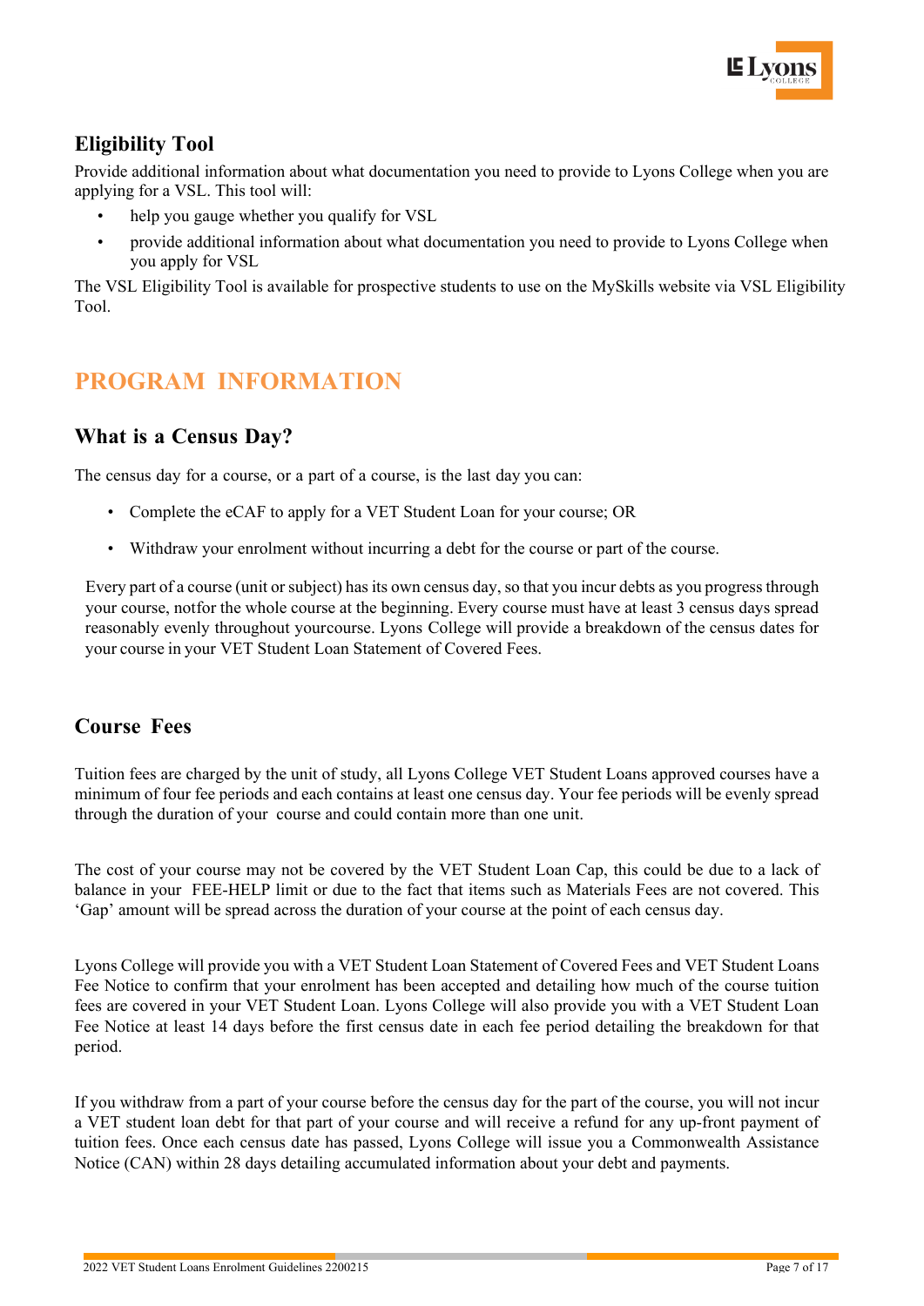## Eligibility Tool

Provide additional information about what documentation you need to provide to Lyons College when you are applying for a VSL. This tool will:

- help you gauge whether you qualify for VSL
- provide additional information about what documentation you need to provide to Lyons College when you apply for VSL

The VSL Eligibility Tool is available for prospective students to use on the MySkills website via VSL Eligibility Tool.

# PROGRAM INFORMATION

## What is a Census Day?

The census day for a course, or a part of a course, is the last day you can:

- Complete the eCAF to apply for a VET Student Loan for your course; OR
- Withdraw your enrolment without incurring a debt for the course or part of the course.

Every part of a course (unit or subject) has its own census day, so that you incur debts as you progress through your course, notfor the whole course at the beginning. Every course must have at least 3 census days spread reasonably evenly throughout yourcourse. Lyons College will provide a breakdown of the census dates for your course in your VET Student Loan Statement of Covered Fees.

## Course Fees

Tuition fees are charged by the unit of study, all Lyons College VET Student Loans approved courses have a minimum of four fee periods and each contains at least one census day. Your fee periods will be evenly spread through the duration of your course and could contain more than one unit.

The cost of your course may not be covered by the VET Student Loan Cap, this could be due to a lack of balance in your FEE-HELP limit or due to the fact that items such as Materials Fees are not covered. This 'Gap' amount will be spread across the duration of your course at the point of each census day.

Lyons College will provide you with a VET Student Loan Statement of Covered Fees and VET Student Loans Fee Notice to confirm that your enrolment has been accepted and detailing how much of the course tuition fees are covered in your VET Student Loan. Lyons College will also provide you with a VET Student Loan Fee Notice at least 14 days before the first census date in each fee period detailing the breakdown for that period.

If you withdraw from a part of your course before the census day for the part of the course, you will not incur a VET student loan debt for that part of your course and will receive a refund for any up-front payment of tuition fees. Once each census date has passed, Lyons College will issue you a Commonwealth Assistance Notice (CAN) within 28 days detailing accumulated information about your debt and payments.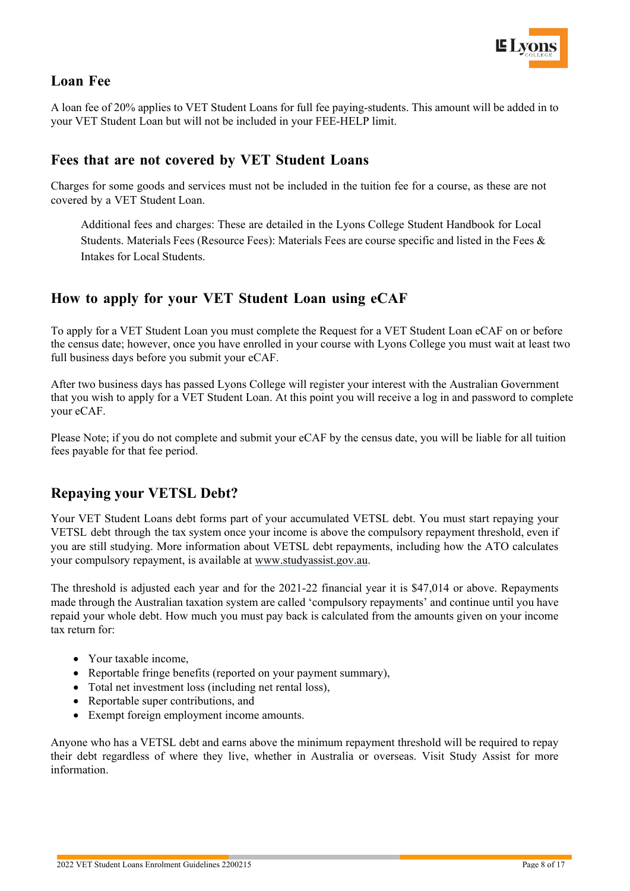## Loan Fee

A loan fee of 20% applies to VET Student Loans for full fee paying-students. This amount will be added in to your VET Student Loan but will not be included in your FEE-HELP limit.

## Fees that are not covered by VET Student Loans

Charges for some goods and services must not be included in the tuition fee for a course, as these are not covered by a VET Student Loan.

> Additional fees and charges: These are detailed in the Lyons College Student Handbook for Local Students. Materials Fees (Resource Fees): Materials Fees are course specific and listed in the Fees & Intakes for Local Students.

## How to apply for your VET Student Loan using eCAF

To apply for a VET Student Loan you must complete the Request for a VET Student Loan eCAF on or before the census date; however, once you have enrolled in your course with Lyons College you must wait at least two full business days before you submit your eCAF.

After two business days has passed Lyons College will register your interest with the Australian Government that you wish to apply for a VET Student Loan. At this point you will receive a log in and password to complete your eCAF.

Please Note; if you do not complete and submit your eCAF by the census date, you will be liable for all tuition fees payable for that fee period.

## Repaying your VETSL Debt?

Your VET Student Loans debt forms part of your accumulated VETSL debt. You must start repaying your VETSL debt through the tax system once your income is above the compulsory repayment threshold, even if you are still studying. More information about VETSL debt repayments, including how the ATO calculates your compulsory repayment, is available at www.studyassist.gov.au.

The threshold is adjusted each year and for the 2021-22 financial year it is $47,014 or above. Repayments made through the Australian taxation system are called 'compulsory repayments' and continue until you have repaid your whole debt. How much you must pay back is calculated from the amounts given on your income tax return for:

- Your taxable income,
- Reportable fringe benefits (reported on your payment summary),
- Total net investment loss (including net rental loss),
- Reportable super contributions, and
- Exempt foreign employment income amounts.

Anyone who has a VETSL debt and earns above the minimum repayment threshold will be required to repay their debt regardless of where they live, whether in Australia or overseas. Visit Study Assist for more information.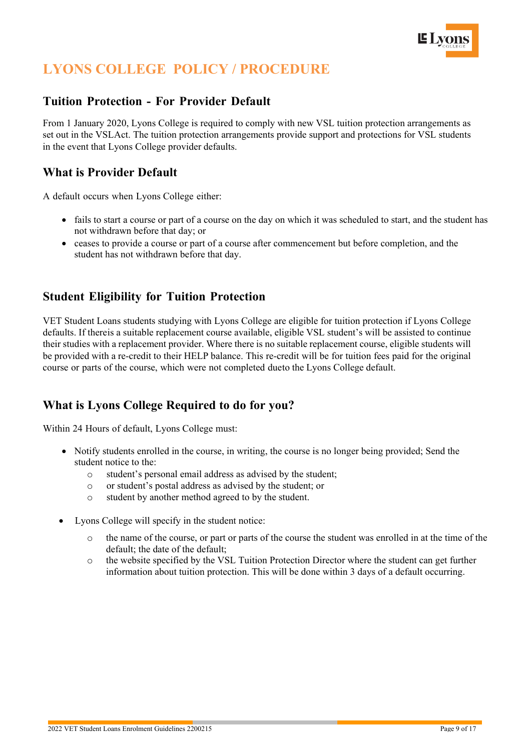# LYONS COLLEGE POLICY / PROCEDURE

## Tuition Protection - For Provider Default

From 1 January 2020, Lyons College is required to comply with new VSL tuition protection arrangements as set out in the VSLAct. The tuition protection arrangements provide support and protections for VSL students in the event that Lyons College provider defaults.

## What is Provider Default

A default occurs when Lyons College either:

- fails to start a course or part of a course on the day on which it was scheduled to start, and the student has not withdrawn before that day; or
- ceases to provide a course or part of a course after commencement but before completion, and the student has not withdrawn before that day.

## Student Eligibility for Tuition Protection

VET Student Loans students studying with Lyons College are eligible for tuition protection if Lyons College defaults. If thereis a suitable replacement course available, eligible VSL student's will be assisted to continue their studies with a replacement provider. Where there is no suitable replacement course, eligible students will be provided with a re-credit to their HELP balance. This re-credit will be for tuition fees paid for the original course or parts of the course, which were not completed dueto the Lyons College default.

## What is Lyons College Required to do for you?

Within 24 Hours of default, Lyons College must:

- Notify students enrolled in the course, in writing, the course is no longer being provided; Send the student notice to the:
  - student's personal email address as advised by the student;
  - or student's postal address as advised by the student; or
  - student by another method agreed to by the student.

- Lyons College will specify in the student notice:
  - the name of the course, or part or parts of the course the student was enrolled in at the time of the default; the date of the default;
  - the website specified by the VSL Tuition Protection Director where the student can get further information about tuition protection. This will be done within 3 days of a default occurring.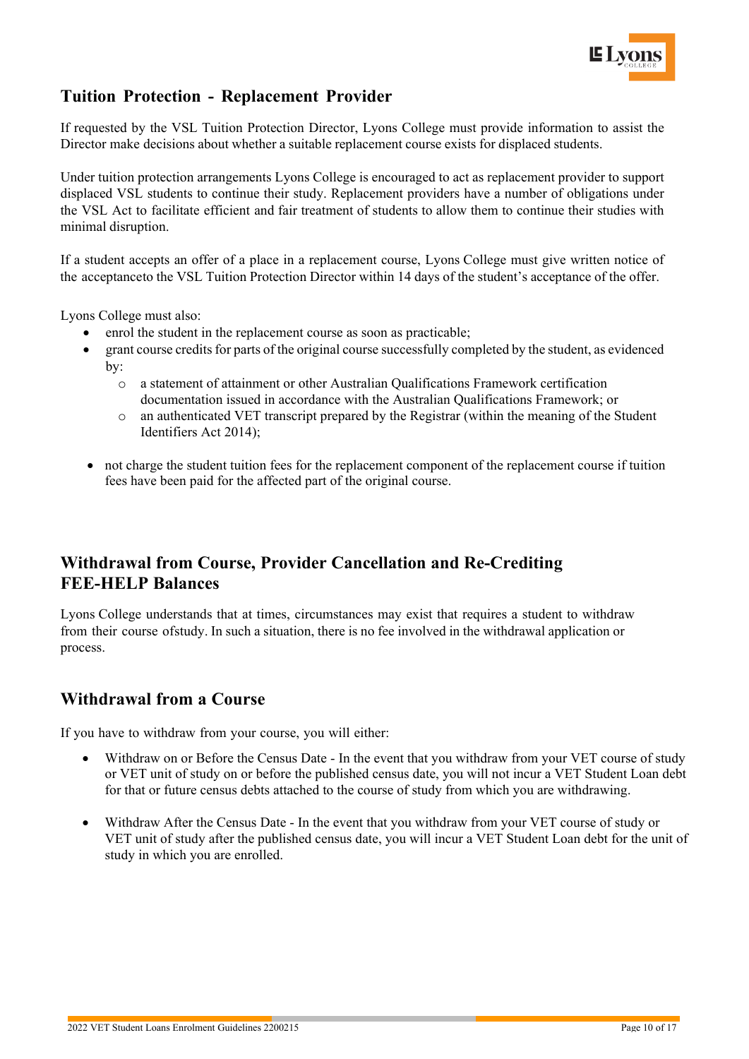## Tuition Protection - Replacement Provider

If requested by the VSL Tuition Protection Director, Lyons College must provide information to assist the Director make decisions about whether a suitable replacement course exists for displaced students.

Under tuition protection arrangements Lyons College is encouraged to act as replacement provider to support displaced VSL students to continue their study. Replacement providers have a number of obligations under the VSL Act to facilitate efficient and fair treatment of students to allow them to continue their studies with minimal disruption.

If a student accepts an offer of a place in a replacement course, Lyons College must give written notice of the acceptanceto the VSL Tuition Protection Director within 14 days of the student's acceptance of the offer.

Lyons College must also:

- enrol the student in the replacement course as soon as practicable;
- grant course credits for parts of the original course successfully completed by the student, as evidenced by:
  - a statement of attainment or other Australian Qualifications Framework certification documentation issued in accordance with the Australian Qualifications Framework; or
  - an authenticated VET transcript prepared by the Registrar (within the meaning of the Student Identifiers Act 2014);
- not charge the student tuition fees for the replacement component of the replacement course if tuition fees have been paid for the affected part of the original course.

## Withdrawal from Course, Provider Cancellation and Re-Crediting FEE-HELP Balances

Lyons College understands that at times, circumstances may exist that requires a student to withdraw from their course ofstudy. In such a situation, there is no fee involved in the withdrawal application or process.

## Withdrawal from a Course

If you have to withdraw from your course, you will either:

- Withdraw on or Before the Census Date - In the event that you withdraw from your VET course of study or VET unit of study on or before the published census date, you will not incur a VET Student Loan debt for that or future census debts attached to the course of study from which you are withdrawing.
- Withdraw After the Census Date - In the event that you withdraw from your VET course of study or VET unit of study after the published census date, you will incur a VET Student Loan debt for the unit of study in which you are enrolled.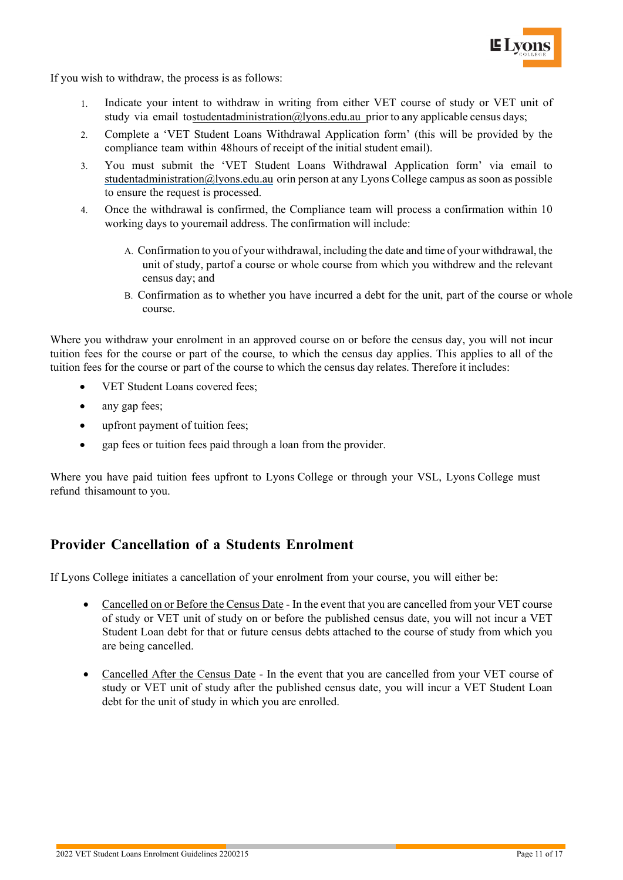If you wish to withdraw, the process is as follows:

1. Indicate your intent to withdraw in writing from either VET course of study or VET unit of study via email tostudentadministration@lyons.edu.au prior to any applicable census days;
2. Complete a 'VET Student Loans Withdrawal Application form' (this will be provided by the compliance team within 48hours of receipt of the initial student email).
3. You must submit the 'VET Student Loans Withdrawal Application form' via email to studentadministration@lyons.edu.au orin person at any Lyons College campus as soon as possible to ensure the request is processed.
4. Once the withdrawal is confirmed, the Compliance team will process a confirmation within 10 working days to youremail address. The confirmation will include:

   A. Confirmation to you of your withdrawal, including the date and time of your withdrawal, the unit of study, partof a course or whole course from which you withdrew and the relevant census day; and

   B. Confirmation as to whether you have incurred a debt for the unit, part of the course or whole course.

Where you withdraw your enrolment in an approved course on or before the census day, you will not incur tuition fees for the course or part of the course, to which the census day applies. This applies to all of the tuition fees for the course or part of the course to which the census day relates. Therefore it includes:

- VET Student Loans covered fees;
- any gap fees;
- upfront payment of tuition fees;
- gap fees or tuition fees paid through a loan from the provider.

Where you have paid tuition fees upfront to Lyons College or through your VSL, Lyons College must refund thisamount to you.

## Provider Cancellation of a Students Enrolment

If Lyons College initiates a cancellation of your enrolment from your course, you will either be:

- Cancelled on or Before the Census Date - In the event that you are cancelled from your VET course of study or VET unit of study on or before the published census date, you will not incur a VET Student Loan debt for that or future census debts attached to the course of study from which you are being cancelled.

- Cancelled After the Census Date - In the event that you are cancelled from your VET course of study or VET unit of study after the published census date, you will incur a VET Student Loan debt for the unit of study in which you are enrolled.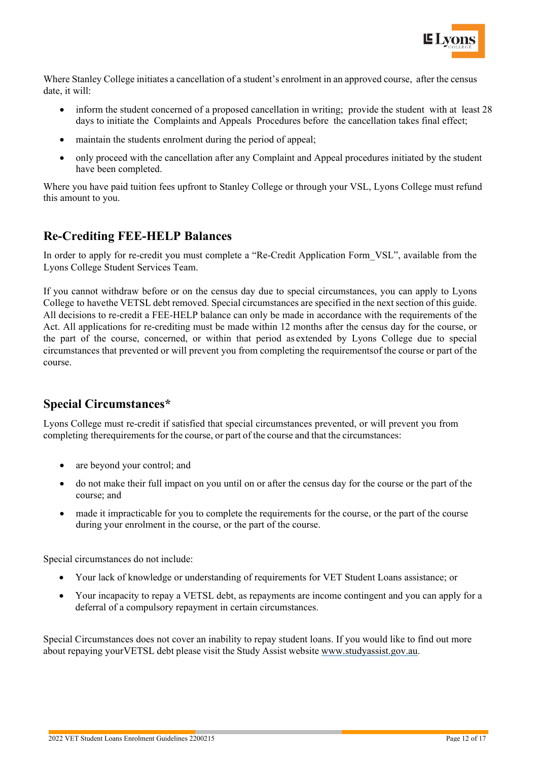Where Stanley College initiates a cancellation of a student's enrolment in an approved course, after the census date, it will:

- inform the student concerned of a proposed cancellation in writing; provide the student with at least 28 days to initiate the Complaints and Appeals Procedures before the cancellation takes final effect;
- maintain the students enrolment during the period of appeal;
- only proceed with the cancellation after any Complaint and Appeal procedures initiated by the student have been completed.

Where you have paid tuition fees upfront to Stanley College or through your VSL, Lyons College must refund this amount to you.

## Re-Crediting FEE-HELP Balances

In order to apply for re-credit you must complete a "Re-Credit Application Form_VSL", available from the Lyons College Student Services Team.

If you cannot withdraw before or on the census day due to special circumstances, you can apply to Lyons College to havethe VETSL debt removed. Special circumstances are specified in the next section of this guide. All decisions to re-credit a FEE-HELP balance can only be made in accordance with the requirements of the Act. All applications for re-crediting must be made within 12 months after the census day for the course, or the part of the course, concerned, or within that period asextended by Lyons College due to special circumstances that prevented or will prevent you from completing the requirementsof the course or part of the course.

## Special Circumstances*

Lyons College must re-credit if satisfied that special circumstances prevented, or will prevent you from completing therequirements for the course, or part of the course and that the circumstances:

- are beyond your control; and
- do not make their full impact on you until on or after the census day for the course or the part of the course; and
- made it impracticable for you to complete the requirements for the course, or the part of the course during your enrolment in the course, or the part of the course.

Special circumstances do not include:

- Your lack of knowledge or understanding of requirements for VET Student Loans assistance; or
- Your incapacity to repay a VETSL debt, as repayments are income contingent and you can apply for a deferral of a compulsory repayment in certain circumstances.

Special Circumstances does not cover an inability to repay student loans. If you would like to find out more about repaying yourVETSL debt please visit the Study Assist website www.studyassist.gov.au.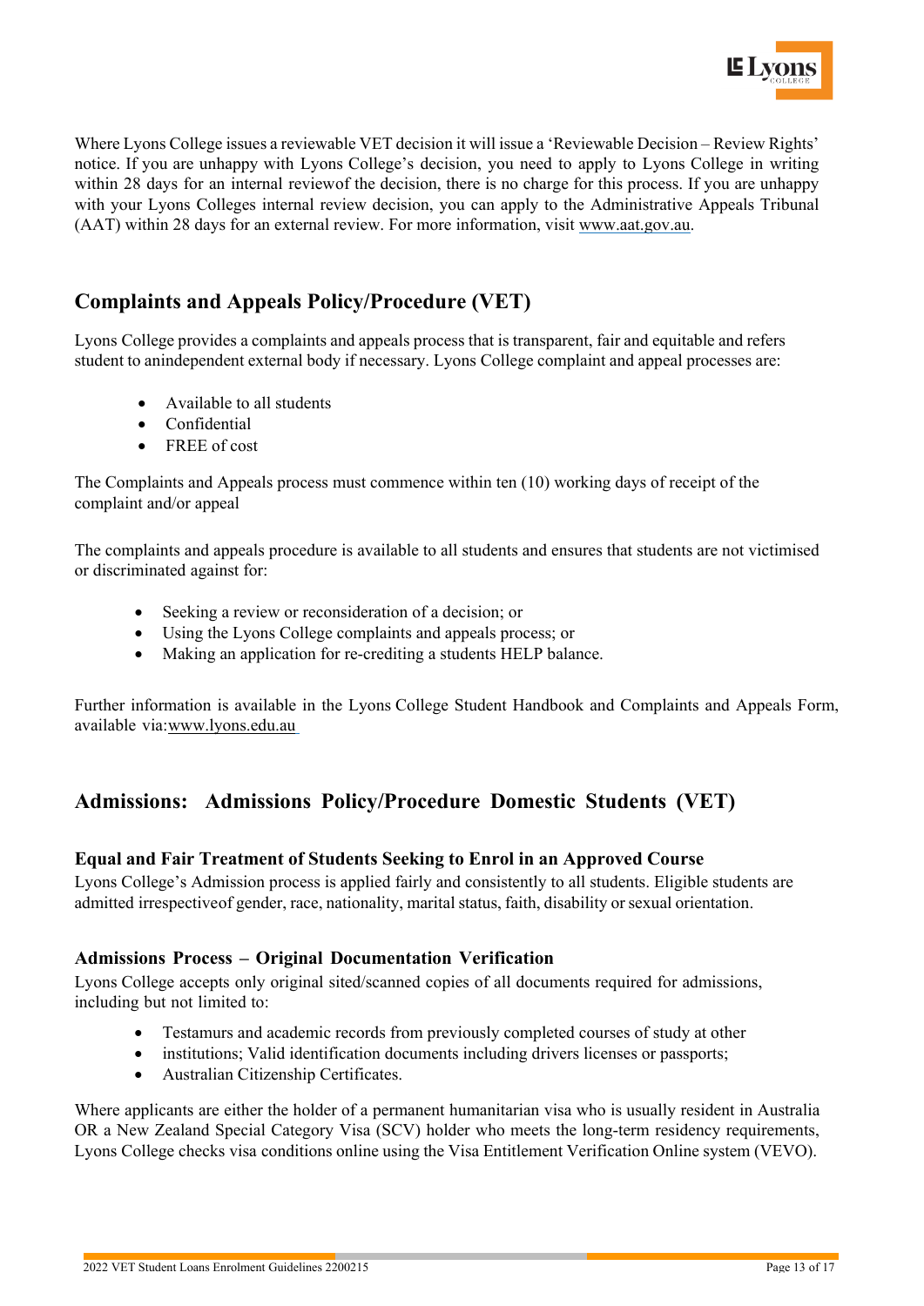Where Lyons College issues a reviewable VET decision it will issue a 'Reviewable Decision – Review Rights' notice. If you are unhappy with Lyons College's decision, you need to apply to Lyons College in writing within 28 days for an internal reviewof the decision, there is no charge for this process. If you are unhappy with your Lyons Colleges internal review decision, you can apply to the Administrative Appeals Tribunal (AAT) within 28 days for an external review. For more information, visit www.aat.gov.au.

## Complaints and Appeals Policy/Procedure (VET)

Lyons College provides a complaints and appeals process that is transparent, fair and equitable and refers student to anindependent external body if necessary. Lyons College complaint and appeal processes are:

- Available to all students
- Confidential
- FREE of cost

The Complaints and Appeals process must commence within ten (10) working days of receipt of the complaint and/or appeal

The complaints and appeals procedure is available to all students and ensures that students are not victimised or discriminated against for:

- Seeking a review or reconsideration of a decision; or
- Using the Lyons College complaints and appeals process; or
- Making an application for re-crediting a students HELP balance.

Further information is available in the Lyons College Student Handbook and Complaints and Appeals Form, available via:www.lyons.edu.au

## Admissions: Admissions Policy/Procedure Domestic Students (VET)

### Equal and Fair Treatment of Students Seeking to Enrol in an Approved Course

Lyons College's Admission process is applied fairly and consistently to all students. Eligible students are admitted irrespectiveof gender, race, nationality, marital status, faith, disability or sexual orientation.

### Admissions Process – Original Documentation Verification

Lyons College accepts only original sited/scanned copies of all documents required for admissions, including but not limited to:

- Testamurs and academic records from previously completed courses of study at other
- institutions; Valid identification documents including drivers licenses or passports;
- Australian Citizenship Certificates.

Where applicants are either the holder of a permanent humanitarian visa who is usually resident in Australia OR a New Zealand Special Category Visa (SCV) holder who meets the long-term residency requirements, Lyons College checks visa conditions online using the Visa Entitlement Verification Online system (VEVO).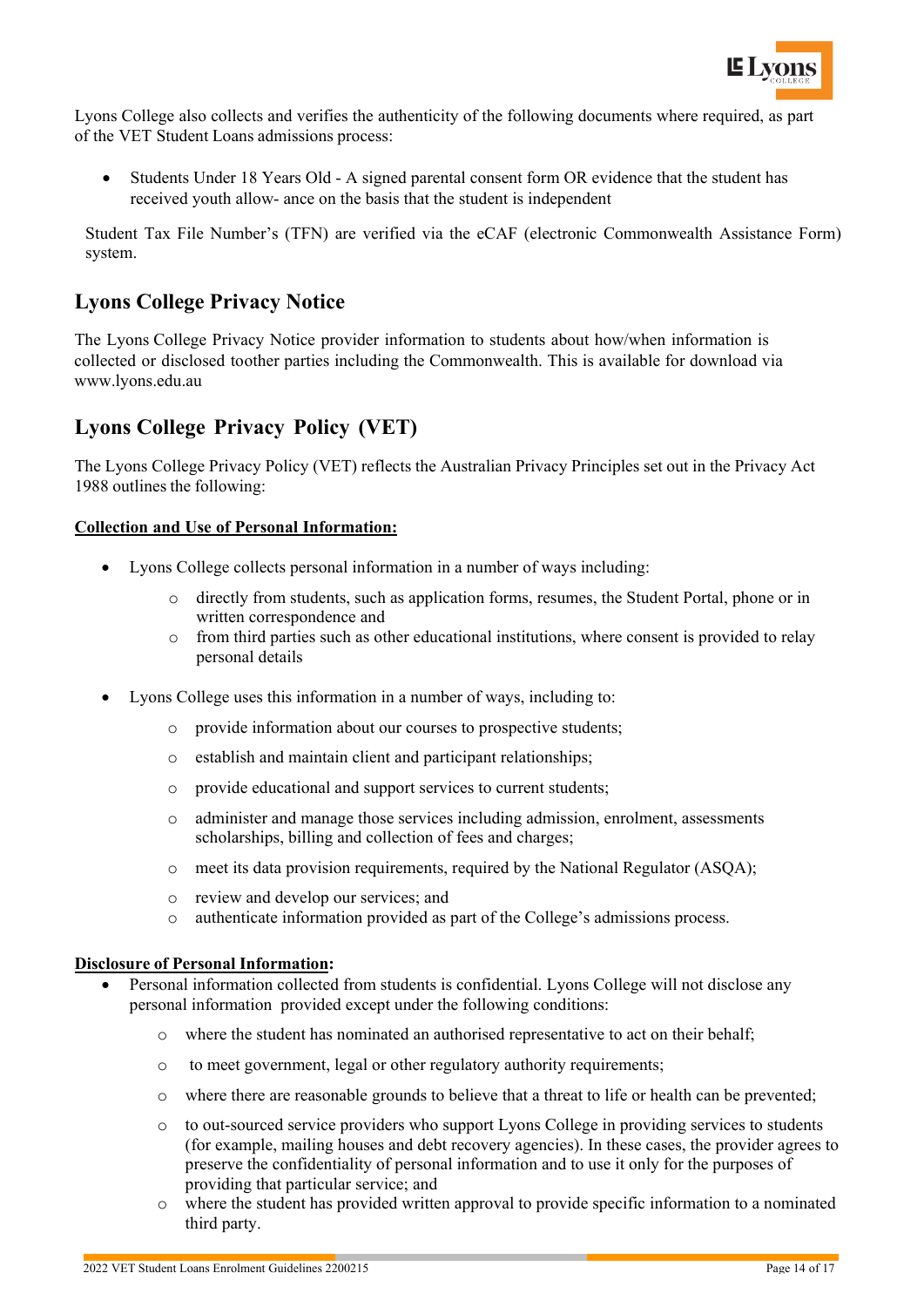Lyons College also collects and verifies the authenticity of the following documents where required, as part of the VET Student Loans admissions process:

- Students Under 18 Years Old - A signed parental consent form OR evidence that the student has received youth allow- ance on the basis that the student is independent

Student Tax File Number's (TFN) are verified via the eCAF (electronic Commonwealth Assistance Form) system.

## Lyons College Privacy Notice

The Lyons College Privacy Notice provider information to students about how/when information is collected or disclosed toother parties including the Commonwealth. This is available for download via www.lyons.edu.au

## Lyons College Privacy Policy (VET)

The Lyons College Privacy Policy (VET) reflects the Australian Privacy Principles set out in the Privacy Act 1988 outlines the following:

**<u>Collection and Use of Personal Information:</u>**

- Lyons College collects personal information in a number of ways including:
  - directly from students, such as application forms, resumes, the Student Portal, phone or in written correspondence and
  - from third parties such as other educational institutions, where consent is provided to relay personal details
- Lyons College uses this information in a number of ways, including to:
  - provide information about our courses to prospective students;
  - establish and maintain client and participant relationships;
  - provide educational and support services to current students;
  - administer and manage those services including admission, enrolment, assessments scholarships, billing and collection of fees and charges;
  - meet its data provision requirements, required by the National Regulator (ASQA);
  - review and develop our services; and
  - authenticate information provided as part of the College's admissions process.

**<u>Disclosure of Personal Information</u>:**

- Personal information collected from students is confidential. Lyons College will not disclose any personal information provided except under the following conditions:
  - where the student has nominated an authorised representative to act on their behalf;
  - to meet government, legal or other regulatory authority requirements;
  - where there are reasonable grounds to believe that a threat to life or health can be prevented;
  - to out-sourced service providers who support Lyons College in providing services to students (for example, mailing houses and debt recovery agencies). In these cases, the provider agrees to preserve the confidentiality of personal information and to use it only for the purposes of providing that particular service; and
  - where the student has provided written approval to provide specific information to a nominated third party.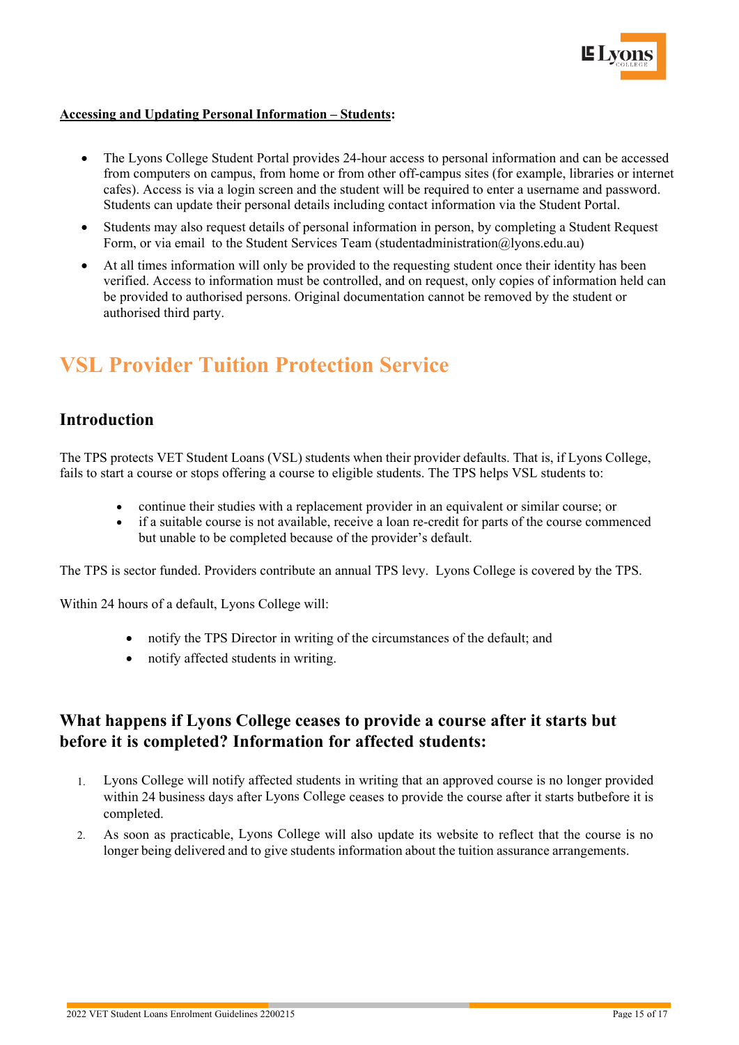**Accessing and Updating Personal Information – Students:**

- The Lyons College Student Portal provides 24-hour access to personal information and can be accessed from computers on campus, from home or from other off-campus sites (for example, libraries or internet cafes). Access is via a login screen and the student will be required to enter a username and password. Students can update their personal details including contact information via the Student Portal.
- Students may also request details of personal information in person, by completing a Student Request Form, or via email to the Student Services Team (studentadministration@lyons.edu.au)
- At all times information will only be provided to the requesting student once their identity has been verified. Access to information must be controlled, and on request, only copies of information held can be provided to authorised persons. Original documentation cannot be removed by the student or authorised third party.

# VSL Provider Tuition Protection Service

## Introduction

The TPS protects VET Student Loans (VSL) students when their provider defaults. That is, if Lyons College, fails to start a course or stops offering a course to eligible students. The TPS helps VSL students to:

- continue their studies with a replacement provider in an equivalent or similar course; or
- if a suitable course is not available, receive a loan re-credit for parts of the course commenced but unable to be completed because of the provider's default.

The TPS is sector funded. Providers contribute an annual TPS levy. Lyons College is covered by the TPS.

Within 24 hours of a default, Lyons College will:

- notify the TPS Director in writing of the circumstances of the default; and
- notify affected students in writing.

## What happens if Lyons College ceases to provide a course after it starts but before it is completed? Information for affected students:

1. Lyons College will notify affected students in writing that an approved course is no longer provided within 24 business days after Lyons College ceases to provide the course after it starts butbefore it is completed.
2. As soon as practicable, Lyons College will also update its website to reflect that the course is no longer being delivered and to give students information about the tuition assurance arrangements.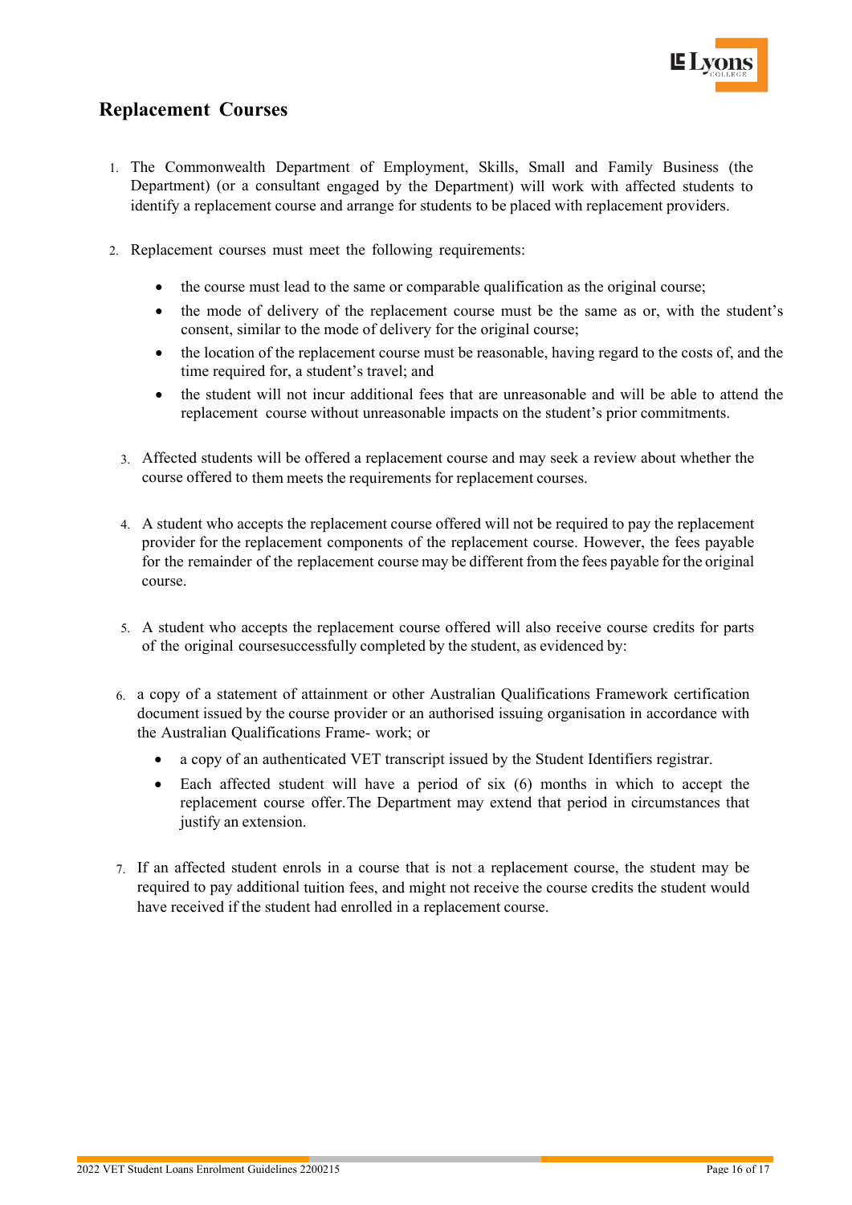## Replacement Courses

1. The Commonwealth Department of Employment, Skills, Small and Family Business (the Department) (or a consultant engaged by the Department) will work with affected students to identify a replacement course and arrange for students to be placed with replacement providers.

2. Replacement courses must meet the following requirements:

   - the course must lead to the same or comparable qualification as the original course;
   - the mode of delivery of the replacement course must be the same as or, with the student's consent, similar to the mode of delivery for the original course;
   - the location of the replacement course must be reasonable, having regard to the costs of, and the time required for, a student's travel; and
   - the student will not incur additional fees that are unreasonable and will be able to attend the replacement course without unreasonable impacts on the student's prior commitments.

3. Affected students will be offered a replacement course and may seek a review about whether the course offered to them meets the requirements for replacement courses.

4. A student who accepts the replacement course offered will not be required to pay the replacement provider for the replacement components of the replacement course. However, the fees payable for the remainder of the replacement course may be different from the fees payable for the original course.

5. A student who accepts the replacement course offered will also receive course credits for parts of the original coursesuccessfully completed by the student, as evidenced by:

6. a copy of a statement of attainment or other Australian Qualifications Framework certification document issued by the course provider or an authorised issuing organisation in accordance with the Australian Qualifications Frame- work; or

   - a copy of an authenticated VET transcript issued by the Student Identifiers registrar.
   - Each affected student will have a period of six (6) months in which to accept the replacement course offer.The Department may extend that period in circumstances that justify an extension.

7. If an affected student enrols in a course that is not a replacement course, the student may be required to pay additional tuition fees, and might not receive the course credits the student would have received if the student had enrolled in a replacement course.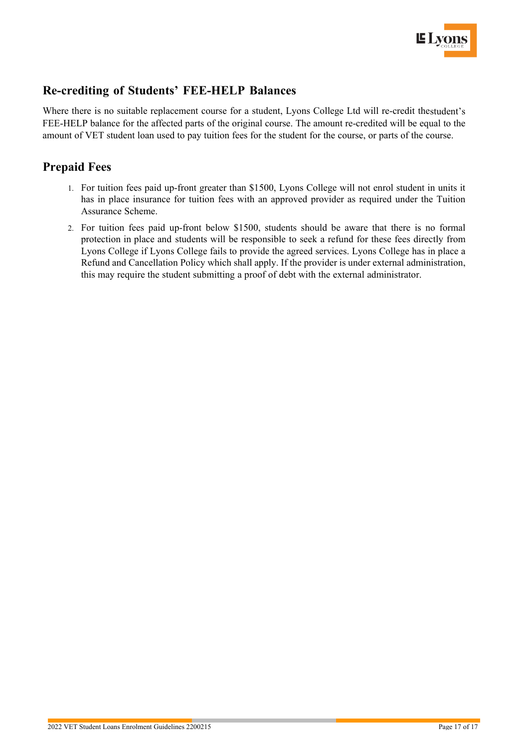## Re-crediting of Students' FEE-HELP Balances

Where there is no suitable replacement course for a student, Lyons College Ltd will re-credit thestudent's FEE-HELP balance for the affected parts of the original course. The amount re-credited will be equal to the amount of VET student loan used to pay tuition fees for the student for the course, or parts of the course.

## Prepaid Fees

1. For tuition fees paid up-front greater than $1500, Lyons College will not enrol student in units it has in place insurance for tuition fees with an approved provider as required under the Tuition Assurance Scheme.
2. For tuition fees paid up-front below $1500, students should be aware that there is no formal protection in place and students will be responsible to seek a refund for these fees directly from Lyons College if Lyons College fails to provide the agreed services. Lyons College has in place a Refund and Cancellation Policy which shall apply. If the provider is under external administration, this may require the student submitting a proof of debt with the external administrator.